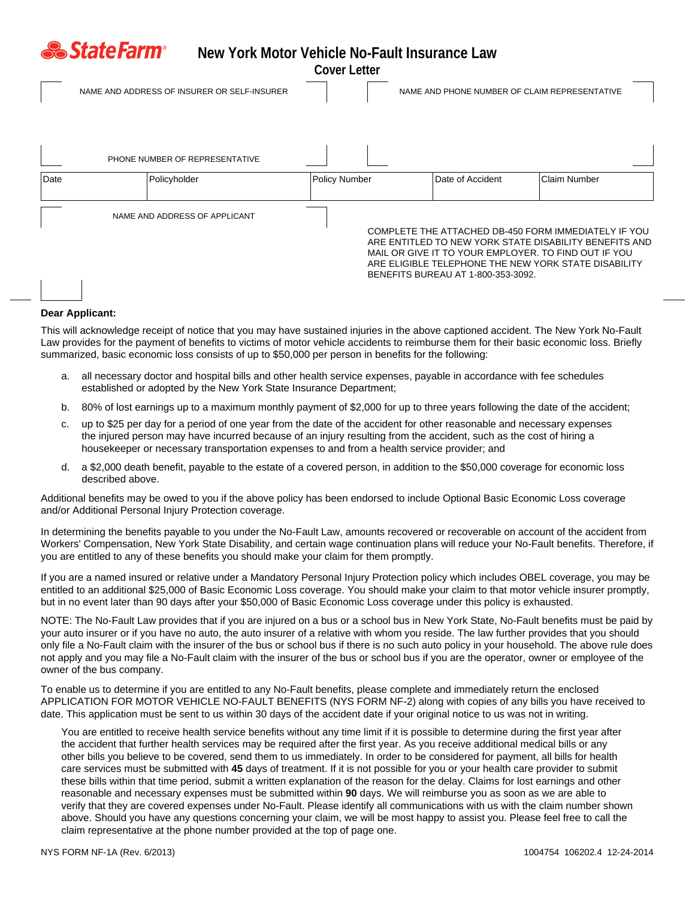**State Farm**

# New York Motor Vehicle No-Fault Insurance Law

## Cover Letter

NAME AND ADDRESS OF INSURER OR SELF-INSURER

NAME AND PHONE NUMBER OF CLAIM REPRESENTATIVE

PHONE NUMBER OF REPRESENTATIVE

| Date | Policyholder | Policy Number | Date of Accident | Claim Number |
| --- | --- | --- | --- | --- |
| | | | | |

NAME AND ADDRESS OF APPLICANT

COMPLETE THE ATTACHED DB-450 FORM IMMEDIATELY IF YOU ARE ENTITLED TO NEW YORK STATE DISABILITY BENEFITS AND MAIL OR GIVE IT TO YOUR EMPLOYER. TO FIND OUT IF YOU ARE ELIGIBLE TELEPHONE THE NEW YORK STATE DISABILITY BENEFITS BUREAU AT 1-800-353-3092.

**Dear Applicant:**

This will acknowledge receipt of notice that you may have sustained injuries in the above captioned accident. The New York No-Fault Law provides for the payment of benefits to victims of motor vehicle accidents to reimburse them for their basic economic loss. Briefly summarized, basic economic loss consists of up to $50,000 per person in benefits for the following:

a. all necessary doctor and hospital bills and other health service expenses, payable in accordance with fee schedules established or adopted by the New York State Insurance Department;

b. 80% of lost earnings up to a maximum monthly payment of $2,000 for up to three years following the date of the accident;

c. up to $25 per day for a period of one year from the date of the accident for other reasonable and necessary expenses the injured person may have incurred because of an injury resulting from the accident, such as the cost of hiring a housekeeper or necessary transportation expenses to and from a health service provider; and

d. a $2,000 death benefit, payable to the estate of a covered person, in addition to the $50,000 coverage for economic loss described above.

Additional benefits may be owed to you if the above policy has been endorsed to include Optional Basic Economic Loss coverage and/or Additional Personal Injury Protection coverage.

In determining the benefits payable to you under the No-Fault Law, amounts recovered or recoverable on account of the accident from Workers' Compensation, New York State Disability, and certain wage continuation plans will reduce your No-Fault benefits. Therefore, if you are entitled to any of these benefits you should make your claim for them promptly.

If you are a named insured or relative under a Mandatory Personal Injury Protection policy which includes OBEL coverage, you may be entitled to an additional $25,000 of Basic Economic Loss coverage. You should make your claim to that motor vehicle insurer promptly, but in no event later than 90 days after your $50,000 of Basic Economic Loss coverage under this policy is exhausted.

NOTE: The No-Fault Law provides that if you are injured on a bus or a school bus in New York State, No-Fault benefits must be paid by your auto insurer or if you have no auto, the auto insurer of a relative with whom you reside. The law further provides that you should only file a No-Fault claim with the insurer of the bus or school bus if there is no such auto policy in your household. The above rule does not apply and you may file a No-Fault claim with the insurer of the bus or school bus if you are the operator, owner or employee of the owner of the bus company.

To enable us to determine if you are entitled to any No-Fault benefits, please complete and immediately return the enclosed APPLICATION FOR MOTOR VEHICLE NO-FAULT BENEFITS (NYS FORM NF-2) along with copies of any bills you have received to date. This application must be sent to us within 30 days of the accident date if your original notice to us was not in writing.

You are entitled to receive health service benefits without any time limit if it is possible to determine during the first year after the accident that further health services may be required after the first year. As you receive additional medical bills or any other bills you believe to be covered, send them to us immediately. In order to be considered for payment, all bills for health care services must be submitted with **45** days of treatment. If it is not possible for you or your health care provider to submit these bills within that time period, submit a written explanation of the reason for the delay. Claims for lost earnings and other reasonable and necessary expenses must be submitted within **90** days. We will reimburse you as soon as we are able to verify that they are covered expenses under No-Fault. Please identify all communications with us with the claim number shown above. Should you have any questions concerning your claim, we will be most happy to assist you. Please feel free to call the claim representative at the phone number provided at the top of page one.

NYS FORM NF-1A (Rev. 6/2013) 1004754 106202.4 12-24-2014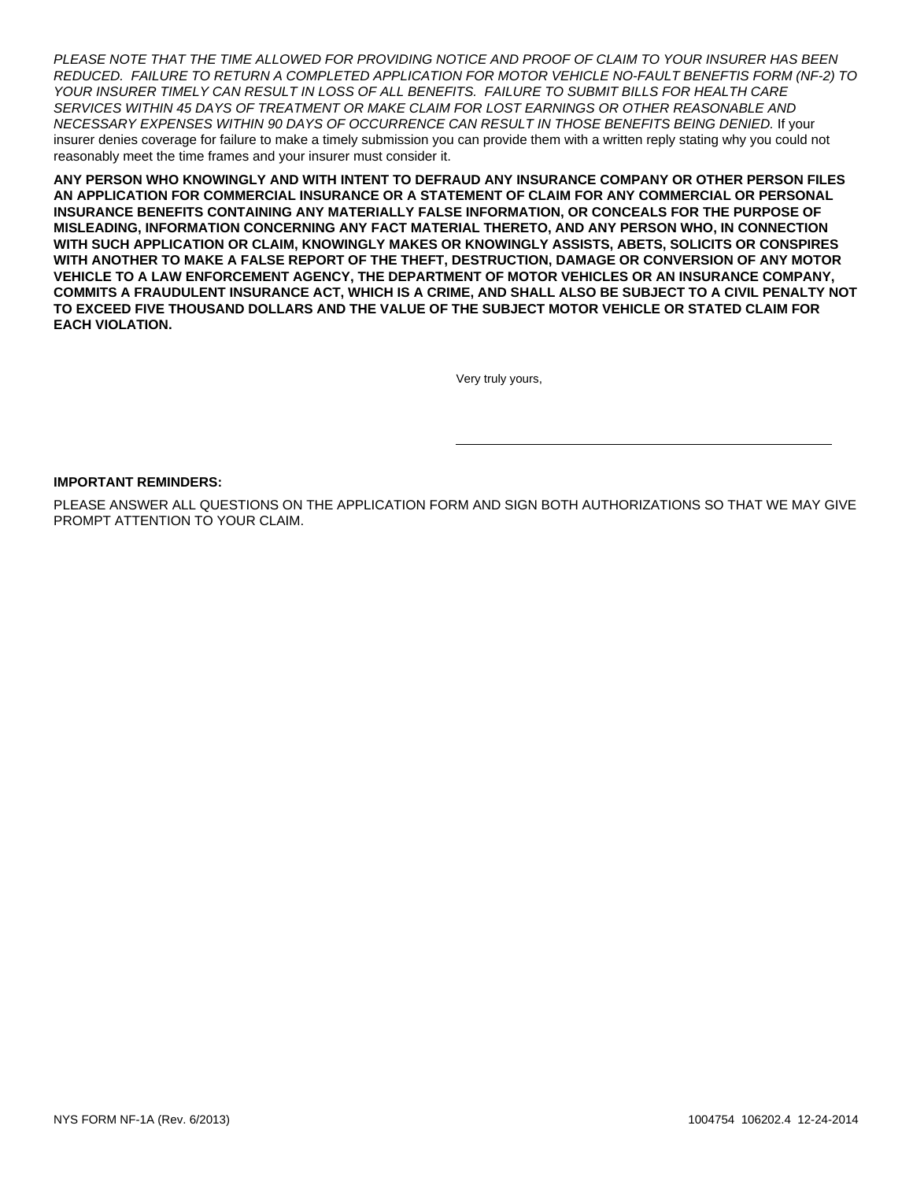*PLEASE NOTE THAT THE TIME ALLOWED FOR PROVIDING NOTICE AND PROOF OF CLAIM TO YOUR INSURER HAS BEEN REDUCED. FAILURE TO RETURN A COMPLETED APPLICATION FOR MOTOR VEHICLE NO-FAULT BENEFTIS FORM (NF-2) TO YOUR INSURER TIMELY CAN RESULT IN LOSS OF ALL BENEFITS. FAILURE TO SUBMIT BILLS FOR HEALTH CARE SERVICES WITHIN 45 DAYS OF TREATMENT OR MAKE CLAIM FOR LOST EARNINGS OR OTHER REASONABLE AND NECESSARY EXPENSES WITHIN 90 DAYS OF OCCURRENCE CAN RESULT IN THOSE BENEFITS BEING DENIED.* If your insurer denies coverage for failure to make a timely submission you can provide them with a written reply stating why you could not reasonably meet the time frames and your insurer must consider it.

**ANY PERSON WHO KNOWINGLY AND WITH INTENT TO DEFRAUD ANY INSURANCE COMPANY OR OTHER PERSON FILES AN APPLICATION FOR COMMERCIAL INSURANCE OR A STATEMENT OF CLAIM FOR ANY COMMERCIAL OR PERSONAL INSURANCE BENEFITS CONTAINING ANY MATERIALLY FALSE INFORMATION, OR CONCEALS FOR THE PURPOSE OF MISLEADING, INFORMATION CONCERNING ANY FACT MATERIAL THERETO, AND ANY PERSON WHO, IN CONNECTION WITH SUCH APPLICATION OR CLAIM, KNOWINGLY MAKES OR KNOWINGLY ASSISTS, ABETS, SOLICITS OR CONSPIRES WITH ANOTHER TO MAKE A FALSE REPORT OF THE THEFT, DESTRUCTION, DAMAGE OR CONVERSION OF ANY MOTOR VEHICLE TO A LAW ENFORCEMENT AGENCY, THE DEPARTMENT OF MOTOR VEHICLES OR AN INSURANCE COMPANY, COMMITS A FRAUDULENT INSURANCE ACT, WHICH IS A CRIME, AND SHALL ALSO BE SUBJECT TO A CIVIL PENALTY NOT TO EXCEED FIVE THOUSAND DOLLARS AND THE VALUE OF THE SUBJECT MOTOR VEHICLE OR STATED CLAIM FOR EACH VIOLATION.**

Very truly yours,

______________________________

**IMPORTANT REMINDERS:**

PLEASE ANSWER ALL QUESTIONS ON THE APPLICATION FORM AND SIGN BOTH AUTHORIZATIONS SO THAT WE MAY GIVE PROMPT ATTENTION TO YOUR CLAIM.

NYS FORM NF-1A (Rev. 6/2013)

1004754 106202.4 12-24-2014